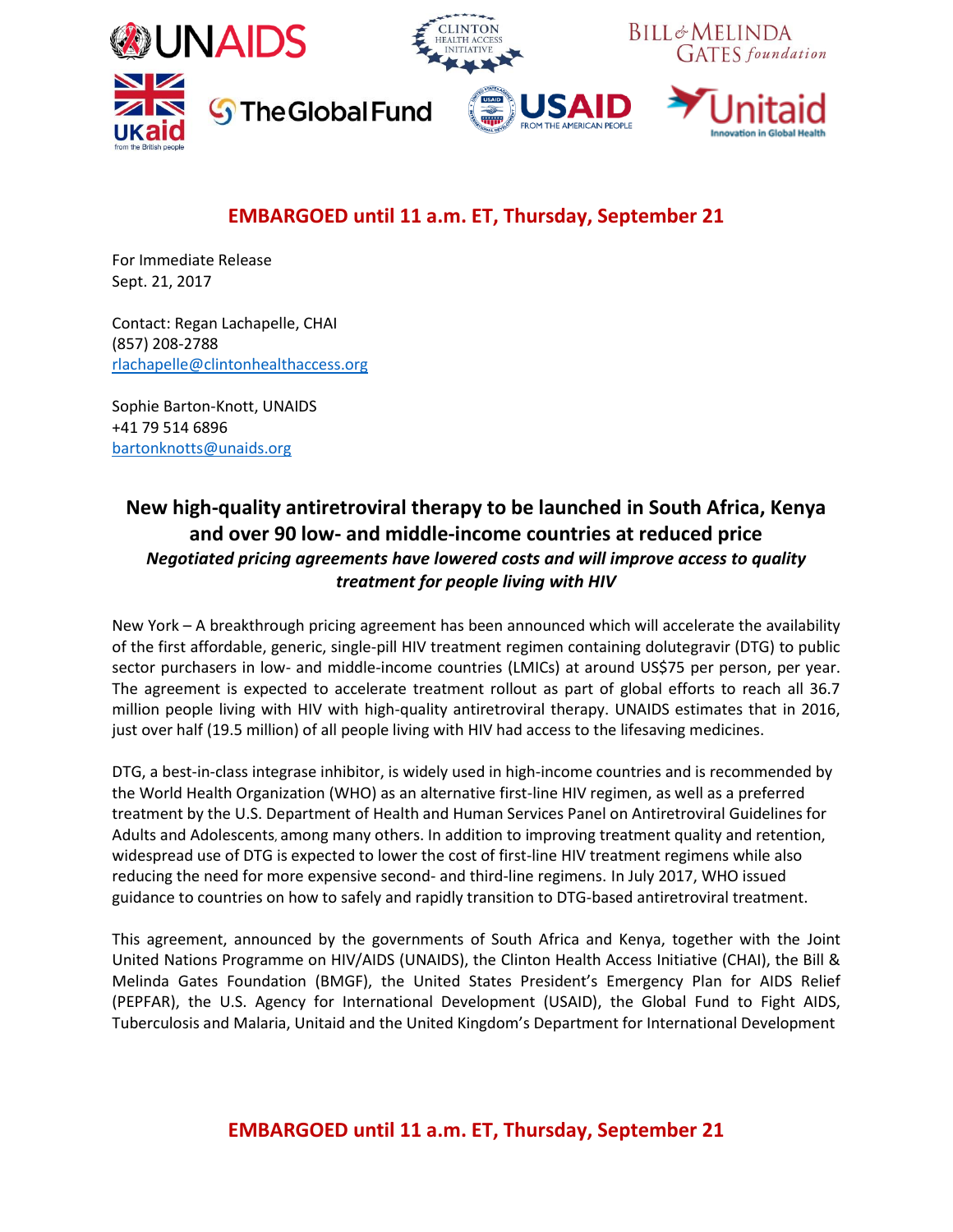**EMBARGOED until 11 a.m. ET, Thursday, September 21**

For Immediate Release
Sept. 21, 2017

Contact: Regan Lachapelle, CHAI
(857) 208-2788
rlachapelle@clintonhealthaccess.org

Sophie Barton-Knott, UNAIDS
+41 79 514 6896
bartonknotts@unaids.org

## New high-quality antiretroviral therapy to be launched in South Africa, Kenya and over 90 low- and middle-income countries at reduced price

***Negotiated pricing agreements have lowered costs and will improve access to quality treatment for people living with HIV***

New York – A breakthrough pricing agreement has been announced which will accelerate the availability of the first affordable, generic, single-pill HIV treatment regimen containing dolutegravir (DTG) to public sector purchasers in low- and middle-income countries (LMICs) at around US$75 per person, per year. The agreement is expected to accelerate treatment rollout as part of global efforts to reach all 36.7 million people living with HIV with high-quality antiretroviral therapy. UNAIDS estimates that in 2016, just over half (19.5 million) of all people living with HIV had access to the lifesaving medicines.

DTG, a best-in-class integrase inhibitor, is widely used in high-income countries and is recommended by the World Health Organization (WHO) as an alternative first-line HIV regimen, as well as a preferred treatment by the U.S. Department of Health and Human Services Panel on Antiretroviral Guidelines for Adults and Adolescents, among many others. In addition to improving treatment quality and retention, widespread use of DTG is expected to lower the cost of first-line HIV treatment regimens while also reducing the need for more expensive second- and third-line regimens. In July 2017, WHO issued guidance to countries on how to safely and rapidly transition to DTG-based antiretroviral treatment.

This agreement, announced by the governments of South Africa and Kenya, together with the Joint United Nations Programme on HIV/AIDS (UNAIDS), the Clinton Health Access Initiative (CHAI), the Bill & Melinda Gates Foundation (BMGF), the United States President's Emergency Plan for AIDS Relief (PEPFAR), the U.S. Agency for International Development (USAID), the Global Fund to Fight AIDS, Tuberculosis and Malaria, Unitaid and the United Kingdom's Department for International Development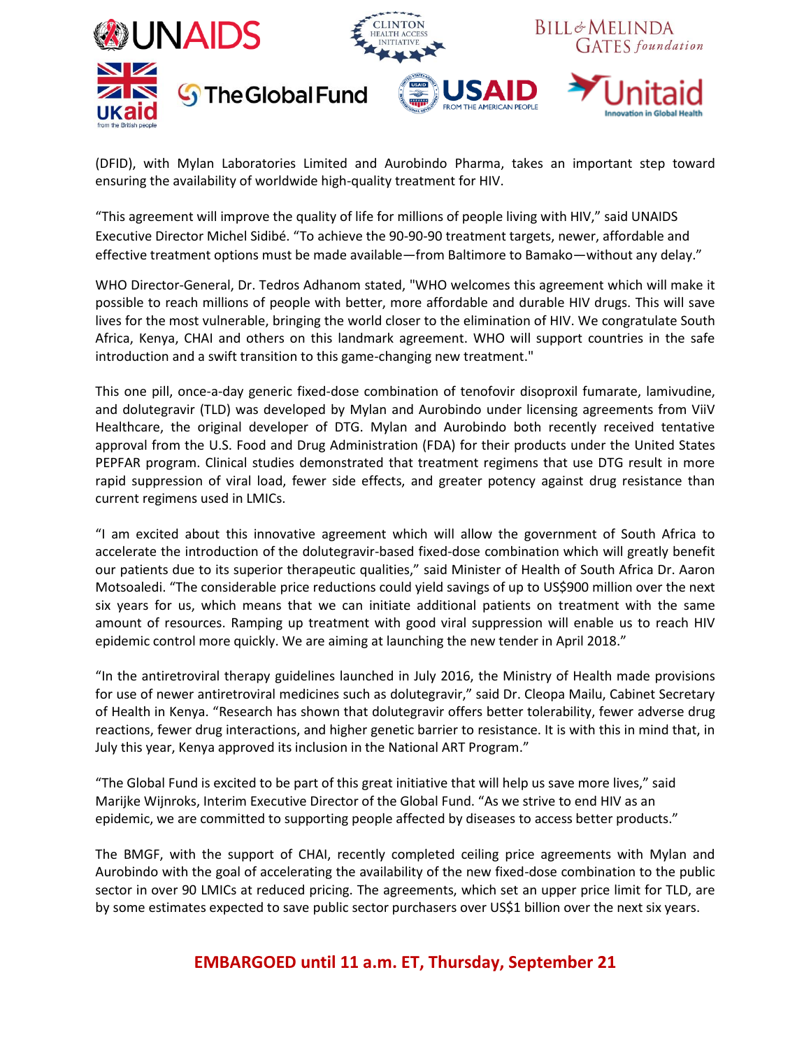(DFID), with Mylan Laboratories Limited and Aurobindo Pharma, takes an important step toward ensuring the availability of worldwide high-quality treatment for HIV.

"This agreement will improve the quality of life for millions of people living with HIV," said UNAIDS Executive Director Michel Sidibé. "To achieve the 90-90-90 treatment targets, newer, affordable and effective treatment options must be made available—from Baltimore to Bamako—without any delay."

WHO Director-General, Dr. Tedros Adhanom stated, "WHO welcomes this agreement which will make it possible to reach millions of people with better, more affordable and durable HIV drugs. This will save lives for the most vulnerable, bringing the world closer to the elimination of HIV. We congratulate South Africa, Kenya, CHAI and others on this landmark agreement. WHO will support countries in the safe introduction and a swift transition to this game-changing new treatment."

This one pill, once-a-day generic fixed-dose combination of tenofovir disoproxil fumarate, lamivudine, and dolutegravir (TLD) was developed by Mylan and Aurobindo under licensing agreements from ViiV Healthcare, the original developer of DTG. Mylan and Aurobindo both recently received tentative approval from the U.S. Food and Drug Administration (FDA) for their products under the United States PEPFAR program. Clinical studies demonstrated that treatment regimens that use DTG result in more rapid suppression of viral load, fewer side effects, and greater potency against drug resistance than current regimens used in LMICs.

"I am excited about this innovative agreement which will allow the government of South Africa to accelerate the introduction of the dolutegravir-based fixed-dose combination which will greatly benefit our patients due to its superior therapeutic qualities," said Minister of Health of South Africa Dr. Aaron Motsoaledi. "The considerable price reductions could yield savings of up to US$900 million over the next six years for us, which means that we can initiate additional patients on treatment with the same amount of resources. Ramping up treatment with good viral suppression will enable us to reach HIV epidemic control more quickly. We are aiming at launching the new tender in April 2018."

"In the antiretroviral therapy guidelines launched in July 2016, the Ministry of Health made provisions for use of newer antiretroviral medicines such as dolutegravir," said Dr. Cleopa Mailu, Cabinet Secretary of Health in Kenya. "Research has shown that dolutegravir offers better tolerability, fewer adverse drug reactions, fewer drug interactions, and higher genetic barrier to resistance. It is with this in mind that, in July this year, Kenya approved its inclusion in the National ART Program."

"The Global Fund is excited to be part of this great initiative that will help us save more lives," said Marijke Wijnroks, Interim Executive Director of the Global Fund. "As we strive to end HIV as an epidemic, we are committed to supporting people affected by diseases to access better products."

The BMGF, with the support of CHAI, recently completed ceiling price agreements with Mylan and Aurobindo with the goal of accelerating the availability of the new fixed-dose combination to the public sector in over 90 LMICs at reduced pricing. The agreements, which set an upper price limit for TLD, are by some estimates expected to save public sector purchasers over US$1 billion over the next six years.

**EMBARGOED until 11 a.m. ET, Thursday, September 21**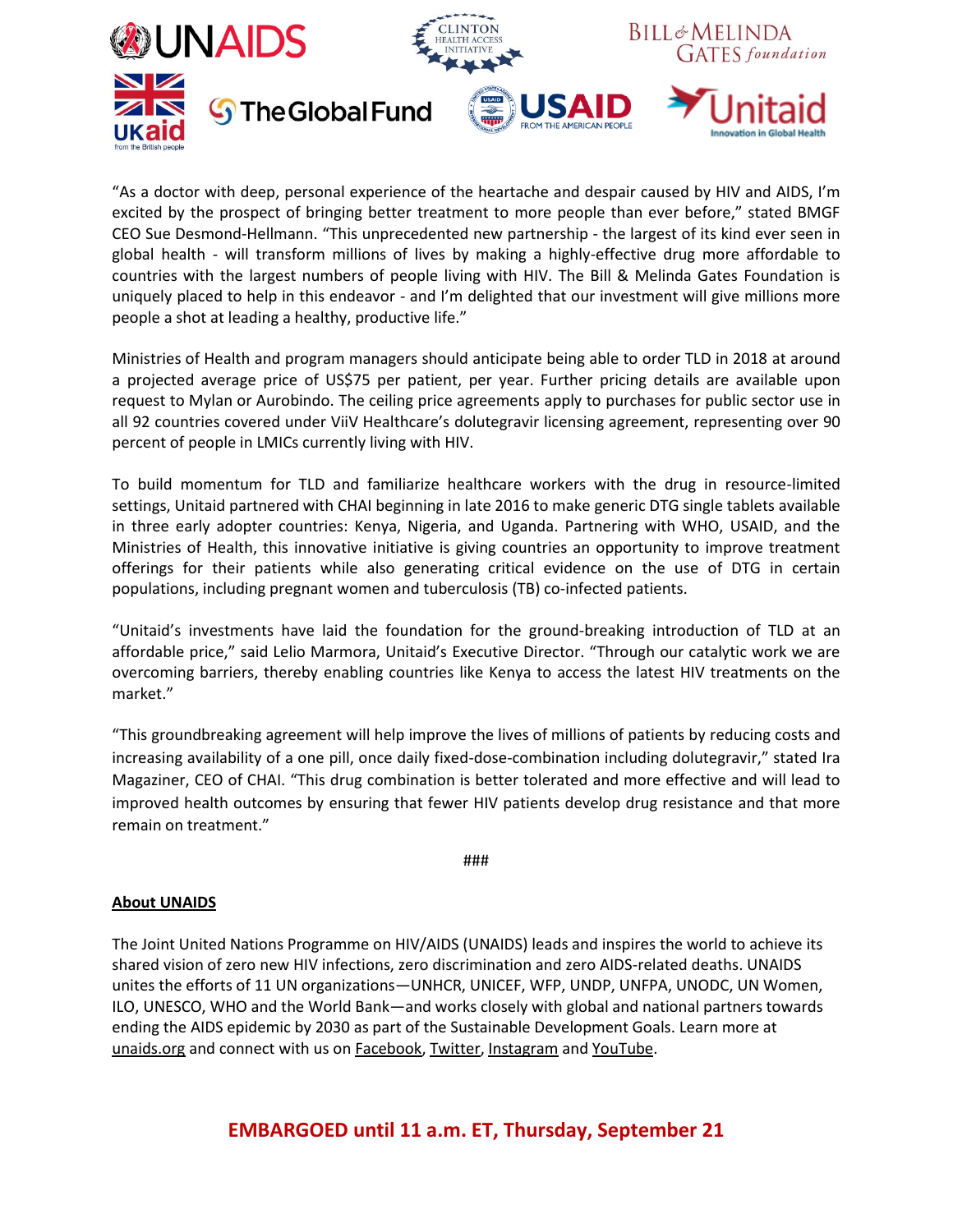"As a doctor with deep, personal experience of the heartache and despair caused by HIV and AIDS, I'm excited by the prospect of bringing better treatment to more people than ever before," stated BMGF CEO Sue Desmond-Hellmann. "This unprecedented new partnership - the largest of its kind ever seen in global health - will transform millions of lives by making a highly-effective drug more affordable to countries with the largest numbers of people living with HIV. The Bill & Melinda Gates Foundation is uniquely placed to help in this endeavor - and I'm delighted that our investment will give millions more people a shot at leading a healthy, productive life."

Ministries of Health and program managers should anticipate being able to order TLD in 2018 at around a projected average price of US$75 per patient, per year. Further pricing details are available upon request to Mylan or Aurobindo. The ceiling price agreements apply to purchases for public sector use in all 92 countries covered under ViiV Healthcare's dolutegravir licensing agreement, representing over 90 percent of people in LMICs currently living with HIV.

To build momentum for TLD and familiarize healthcare workers with the drug in resource-limited settings, Unitaid partnered with CHAI beginning in late 2016 to make generic DTG single tablets available in three early adopter countries: Kenya, Nigeria, and Uganda. Partnering with WHO, USAID, and the Ministries of Health, this innovative initiative is giving countries an opportunity to improve treatment offerings for their patients while also generating critical evidence on the use of DTG in certain populations, including pregnant women and tuberculosis (TB) co-infected patients.

"Unitaid's investments have laid the foundation for the ground-breaking introduction of TLD at an affordable price," said Lelio Marmora, Unitaid's Executive Director. "Through our catalytic work we are overcoming barriers, thereby enabling countries like Kenya to access the latest HIV treatments on the market."

"This groundbreaking agreement will help improve the lives of millions of patients by reducing costs and increasing availability of a one pill, once daily fixed-dose-combination including dolutegravir," stated Ira Magaziner, CEO of CHAI. "This drug combination is better tolerated and more effective and will lead to improved health outcomes by ensuring that fewer HIV patients develop drug resistance and that more remain on treatment."

###

**About UNAIDS**

The Joint United Nations Programme on HIV/AIDS (UNAIDS) leads and inspires the world to achieve its shared vision of zero new HIV infections, zero discrimination and zero AIDS-related deaths. UNAIDS unites the efforts of 11 UN organizations—UNHCR, UNICEF, WFP, UNDP, UNFPA, UNODC, UN Women, ILO, UNESCO, WHO and the World Bank—and works closely with global and national partners towards ending the AIDS epidemic by 2030 as part of the Sustainable Development Goals. Learn more at unaids.org and connect with us on Facebook, Twitter, Instagram and YouTube.

**EMBARGOED until 11 a.m. ET, Thursday, September 21**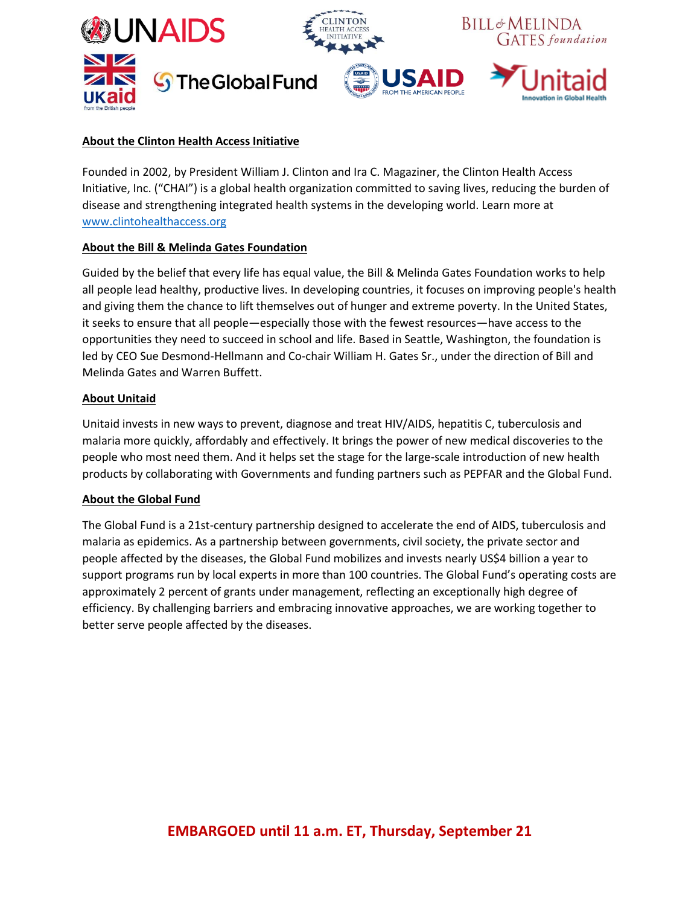**About the Clinton Health Access Initiative**

Founded in 2002, by President William J. Clinton and Ira C. Magaziner, the Clinton Health Access Initiative, Inc. ("CHAI") is a global health organization committed to saving lives, reducing the burden of disease and strengthening integrated health systems in the developing world. Learn more at www.clintohealthaccess.org

**About the Bill & Melinda Gates Foundation**

Guided by the belief that every life has equal value, the Bill & Melinda Gates Foundation works to help all people lead healthy, productive lives. In developing countries, it focuses on improving people's health and giving them the chance to lift themselves out of hunger and extreme poverty. In the United States, it seeks to ensure that all people—especially those with the fewest resources—have access to the opportunities they need to succeed in school and life. Based in Seattle, Washington, the foundation is led by CEO Sue Desmond-Hellmann and Co-chair William H. Gates Sr., under the direction of Bill and Melinda Gates and Warren Buffett.

**About Unitaid**

Unitaid invests in new ways to prevent, diagnose and treat HIV/AIDS, hepatitis C, tuberculosis and malaria more quickly, affordably and effectively. It brings the power of new medical discoveries to the people who most need them. And it helps set the stage for the large-scale introduction of new health products by collaborating with Governments and funding partners such as PEPFAR and the Global Fund.

**About the Global Fund**

The Global Fund is a 21st-century partnership designed to accelerate the end of AIDS, tuberculosis and malaria as epidemics. As a partnership between governments, civil society, the private sector and people affected by the diseases, the Global Fund mobilizes and invests nearly US$4 billion a year to support programs run by local experts in more than 100 countries. The Global Fund's operating costs are approximately 2 percent of grants under management, reflecting an exceptionally high degree of efficiency. By challenging barriers and embracing innovative approaches, we are working together to better serve people affected by the diseases.

**EMBARGOED until 11 a.m. ET, Thursday, September 21**